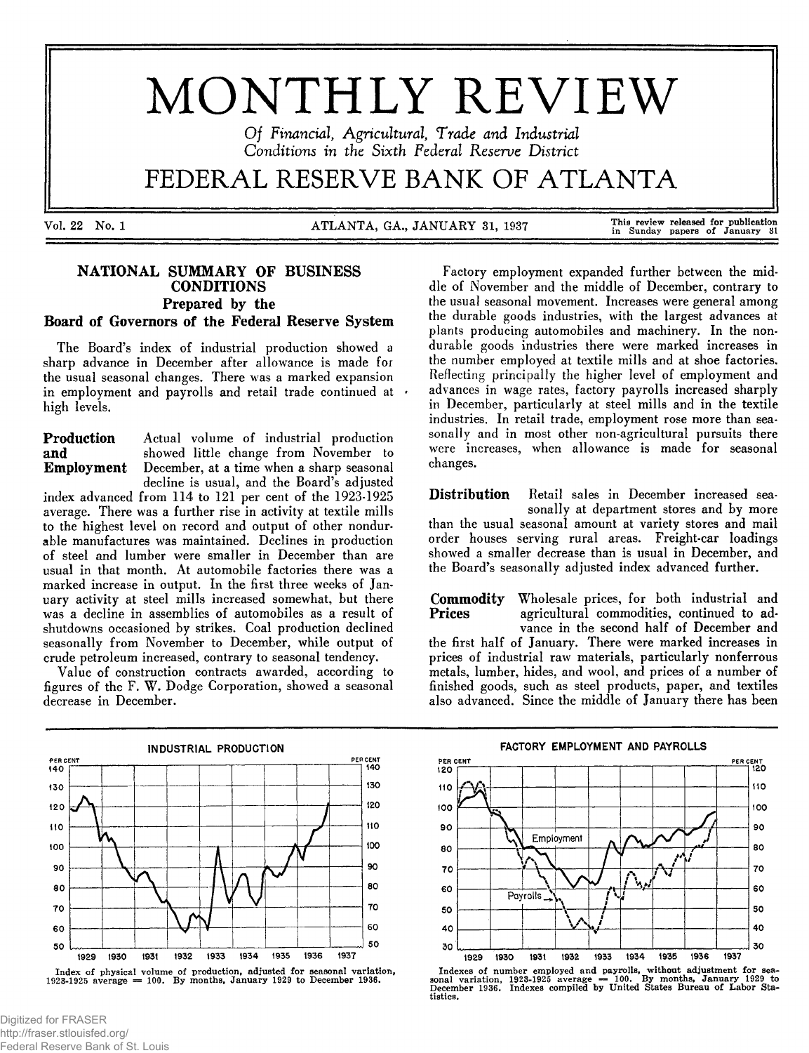# MONTHLY REVIEW

*Of Financial, Agricultural, Trade and Industrial Conditions in the Sixth Federal Reserve District*

# FEDERAL RESERVE BANK OF ATLANTA

Vol. 22 No. 1 — ATLANTA, GA., JANUARY 31, 1937 — This review released for publication in Sunday papers of January 31

## NATIONAL SUMMARY OF BUSINESS CONDITIONS

### Prepared by the Board of Governors of the Federal Reserve System

The Board's index of industrial production showed a sharp advance in December after allowance is made for the usual seasonal changes. There was a marked expansion in employment and payrolls and retail trade continued at high levels.

**Production and Employment** Actual volume of industrial production showed little change from November to December, at a time when a sharp seasonal decline is usual, and the Board's adjusted index advanced from 114 to 121 per cent of the 1923-1925 average. There was a further rise in activity at textile mills to the highest level on record and output of other nondurable manufactures was maintained. Declines in production of steel and lumber were smaller in December than are usual in that month. At automobile factories there was a marked increase in output. In the first three weeks of January activity at steel mills increased somewhat, but there was a decline in assemblies of automobiles as a result of shutdowns occasioned by strikes. Coal production declined seasonally from November to December, while output of crude petroleum increased, contrary to seasonal tendency.

Value of construction contracts awarded, according to figures of the F. W. Dodge Corporation, showed a seasonal decrease in December.

Factory employment expanded further between the middle of November and the middle of December, contrary to the usual seasonal movement. Increases were general among the durable goods industries, with the largest advances at plants producing automobiles and machinery. In the nondurable goods industries there were marked increases in the number employed at textile mills and at shoe factories. Reflecting principally the higher level of employment and advances in wage rates, factory payrolls increased sharply in December, particularly at steel mills and in the textile industries. In retail trade, employment rose more than seasonally and in most other non-agricultural pursuits there were increases, when allowance is made for seasonal changes.

**Distribution** Retail sales in December increased seasonally at department stores and by more than the usual seasonal amount at variety stores and mail order houses serving rural areas. Freight-car loadings showed a smaller decrease than is usual in December, and the Board's seasonally adjusted index advanced further.

**Commodity Prices** Wholesale prices, for both industrial and agricultural commodities, continued to advance in the second half of December and the first half of January. There were marked increases in prices of industrial raw materials, particularly nonferrous metals, lumber, hides, and wool, and prices of a number of finished goods, such as steel products, paper, and textiles also advanced. Since the middle of January there has been

INDUSTRIAL PRODUCTION

Index of physical volume of production, adjusted for seasonal variation, 1923-1925 average = 100. By months, January 1929 to December 1936.

FACTORY EMPLOYMENT AND PAYROLLS

Indexes of number employed and payrolls, without adjustment for seasonal variation, 1923-1925 average = 100. By months, January 1929 to December 1936. Indexes compiled by United States Bureau of Labor Statistics.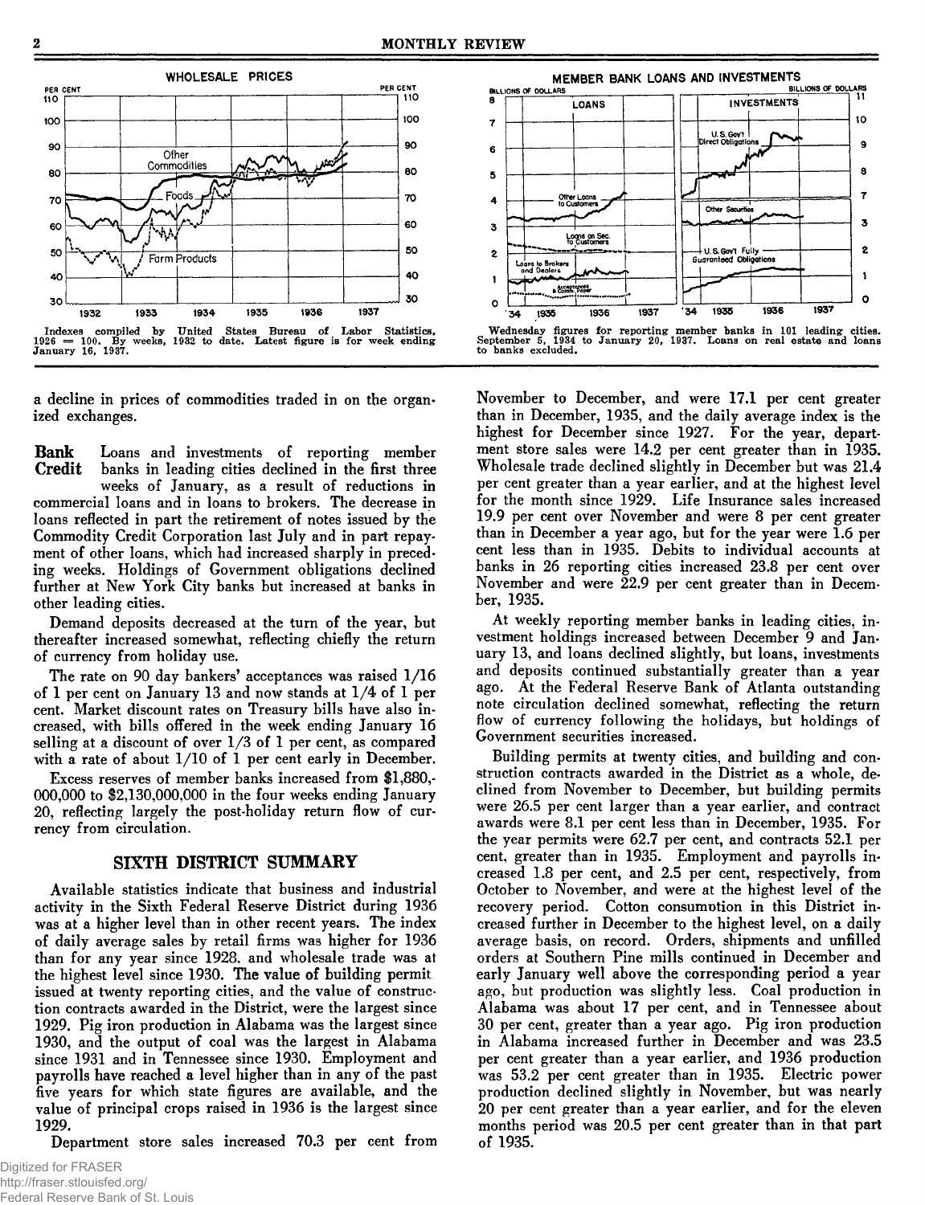WHOLESALE PRICES

Indexes compiled by United States Bureau of Labor Statistics, 1926 = 100. By weeks, 1932 to date. Latest figure is for week ending January 16, 1937.

MEMBER BANK LOANS AND INVESTMENTS

Wednesday figures for reporting member banks in 101 leading cities. September 5, 1934 to January 20, 1937. Loans on real estate and loans to banks excluded.

a decline in prices of commodities traded in on the organized exchanges.

**Bank Credit** Loans and investments of reporting member banks in leading cities declined in the first three weeks of January, as a result of reductions in commercial loans and in loans to brokers. The decrease in loans reflected in part the retirement of notes issued by the Commodity Credit Corporation last July and in part repayment of other loans, which had increased sharply in preceding weeks. Holdings of Government obligations declined further at New York City banks but increased at banks in other leading cities.

Demand deposits decreased at the turn of the year, but thereafter increased somewhat, reflecting chiefly the return of currency from holiday use.

The rate on 90 day bankers' acceptances was raised 1/16 of 1 per cent on January 13 and now stands at 1/4 of 1 per cent. Market discount rates on Treasury bills have also increased, with bills offered in the week ending January 16 selling at a discount of over 1/3 of 1 per cent, as compared with a rate of about 1/10 of 1 per cent early in December.

Excess reserves of member banks increased from $1,880,000,000 to $2,130,000,000 in the four weeks ending January 20, reflecting largely the post-holiday return flow of currency from circulation.

## SIXTH DISTRICT SUMMARY

Available statistics indicate that business and industrial activity in the Sixth Federal Reserve District during 1936 was at a higher level than in other recent years. The index of daily average sales by retail firms was higher for 1936 than for any year since 1928, and wholesale trade was at the highest level since 1930. The value of building permit issued at twenty reporting cities, and the value of construction contracts awarded in the District, were the largest since 1929. Pig iron production in Alabama was the largest since 1930, and the output of coal was the largest in Alabama since 1931 and in Tennessee since 1930. Employment and payrolls have reached a level higher than in any of the past five years for which state figures are available, and the value of principal crops raised in 1936 is the largest since 1929.

Department store sales increased 70.3 per cent from November to December, and were 17.1 per cent greater than in December, 1935, and the daily average index is the highest for December since 1927. For the year, department store sales were 14.2 per cent greater than in 1935. Wholesale trade declined slightly in December but was 21.4 per cent greater than a year earlier, and at the highest level for the month since 1929. Life Insurance sales increased 19.9 per cent over November and were 8 per cent greater than in December a year ago, but for the year were 1.6 per cent less than in 1935. Debits to individual accounts at banks in 26 reporting cities increased 23.8 per cent over November and were 22.9 per cent greater than in December, 1935.

At weekly reporting member banks in leading cities, investment holdings increased between December 9 and January 13, and loans declined slightly, but loans, investments and deposits continued substantially greater than a year ago. At the Federal Reserve Bank of Atlanta outstanding note circulation declined somewhat, reflecting the return flow of currency following the holidays, but holdings of Government securities increased.

Building permits at twenty cities, and building and construction contracts awarded in the District as a whole, declined from November to December, but building permits were 26.5 per cent larger than a year earlier, and contract awards were 8.1 per cent less than in December, 1935. For the year permits were 62.7 per cent, and contracts 52.1 per cent, greater than in 1935. Employment and payrolls increased 1.8 per cent, and 2.5 per cent, respectively, from October to November, and were at the highest level of the recovery period. Cotton consumption in this District increased further in December to the highest level, on a daily average basis, on record. Orders, shipments and unfilled orders at Southern Pine mills continued in December and early January well above the corresponding period a year ago, but production was slightly less. Coal production in Alabama was about 17 per cent, and in Tennessee about 30 per cent, greater than a year ago. Pig iron production in Alabama increased further in December and was 23.5 per cent greater than a year earlier, and 1936 production was 53.2 per cent greater than in 1935. Electric power production declined slightly in November, but was nearly 20 per cent greater than a year earlier, and for the eleven months period was 20.5 per cent greater than in that part of 1935.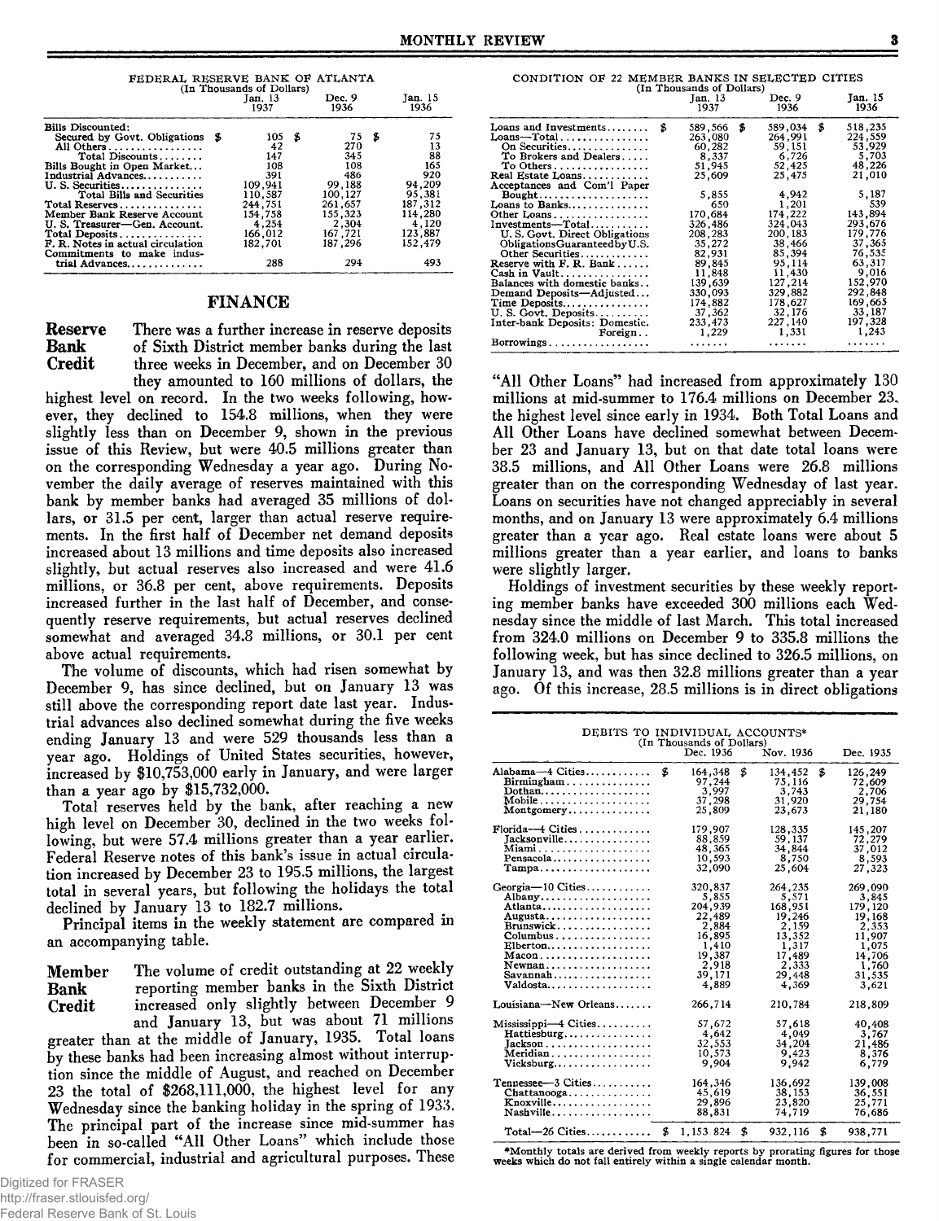FEDERAL RESERVE BANK OF ATLANTA
(In Thousands of Dollars)

| | Jan. 13 1937 | Dec. 9 1936 | Jan. 15 1936 |
|---|---|---|---|
| Bills Discounted: | | | |
| Secured by Govt. Obligations | $ 105 | $ 75 | $ 75 |
| All Others | 42 | 270 | 13 |
| Total Discounts | 147 | 345 | 88 |
| Bills Bought in Open Market | 108 | 108 | 165 |
| Industrial Advances | 391 | 486 | 920 |
| U. S. Securities | 109,941 | 99,188 | 94,209 |
| Total Bills and Securities | 110,587 | 100,127 | 95,381 |
| Total Reserves | 244,751 | 261,657 | 187,312 |
| Member Bank Reserve Account | 154,758 | 155,323 | 114,280 |
| U. S. Treasurer—Gen. Account | 4,254 | 2,304 | 4,120 |
| Total Deposits | 166,012 | 167,721 | 123,887 |
| F. R. Notes in actual circulation | 182,701 | 187,296 | 152,479 |
| Commitments to make industrial Advances | 288 | 294 | 493 |

## FINANCE

**Reserve Bank Credit** There was a further increase in reserve deposits of Sixth District member banks during the last three weeks in December, and on December 30 they amounted to 160 millions of dollars, the highest level on record. In the two weeks following, however, they declined to 154.8 millions, when they were slightly less than on December 9, shown in the previous issue of this Review, but were 40.5 millions greater than on the corresponding Wednesday a year ago. During November the daily average of reserves maintained with this bank by member banks had averaged 35 millions of dollars, or 31.5 per cent, larger than actual reserve requirements. In the first half of December net demand deposits increased about 13 millions and time deposits also increased slightly, but actual reserves also increased and were 41.6 millions, or 36.8 per cent, above requirements. Deposits increased further in the last half of December, and consequently reserve requirements, but actual reserves declined somewhat and averaged 34.8 millions, or 30.1 per cent above actual requirements.

The volume of discounts, which had risen somewhat by December 9, has since declined, but on January 13 was still above the corresponding report date last year. Industrial advances also declined somewhat during the five weeks ending January 13 and were 529 thousands less than a year ago. Holdings of United States securities, however, increased by $10,753,000 early in January, and were larger than a year ago by $15,732,000.

Total reserves held by the bank, after reaching a new high level on December 30, declined in the two weeks following, but were 57.4 millions greater than a year earlier. Federal Reserve notes of this bank's issue in actual circulation increased by December 23 to 195.5 millions, the largest total in several years, but following the holidays the total declined by January 13 to 182.7 millions.

Principal items in the weekly statement are compared in an accompanying table.

**Member Bank Credit** The volume of credit outstanding at 22 weekly reporting member banks in the Sixth District increased only slightly between December 9 and January 13, but was about 71 millions greater than at the middle of January, 1935. Total loans by these banks had been increasing almost without interruption since the middle of August, and reached on December 23 the total of $268,111,000, the highest level for any Wednesday since the banking holiday in the spring of 1933. The principal part of the increase since mid-summer has been in so-called "All Other Loans" which include those for commercial, industrial and agricultural purposes. These "All Other Loans" had increased from approximately 130 millions at mid-summer to 176.4 millions on December 23, the highest level since early in 1934. Both Total Loans and All Other Loans have declined somewhat between December 23 and January 13, but on that date total loans were 38.5 millions, and All Other Loans were 26.8 millions greater than on the corresponding Wednesday of last year. Loans on securities have not changed appreciably in several months, and on January 13 were approximately 6.4 millions greater than a year ago. Real estate loans were about 5 millions greater than a year earlier, and loans to banks were slightly larger.

Holdings of investment securities by these weekly reporting member banks have exceeded 300 millions each Wednesday since the middle of last March. This total increased from 324.0 millions on December 9 to 335.8 millions the following week, but has since declined to 326.5 millions, on January 13, and was then 32.8 millions greater than a year ago. Of this increase, 28.5 millions is in direct obligations

CONDITION OF 22 MEMBER BANKS IN SELECTED CITIES
(In Thousands of Dollars)

| | Jan. 13 1937 | Dec. 9 1936 | Jan. 15 1936 |
|---|---|---|---|
| Loans and Investments | $ 589,566 | $ 589,034 | $ 518,235 |
| Loans—Total | 263,080 | 264,991 | 224,559 |
| On Securities | 60,282 | 59,151 | 53,929 |
| To Brokers and Dealers | 8,337 | 6,726 | 5,703 |
| To Others | 51,945 | 52,425 | 48,226 |
| Real Estate Loans | 25,609 | 25,475 | 21,010 |
| Acceptances and Com'l Paper Bought | 5,855 | 4,942 | 5,187 |
| Loans to Banks | 650 | 1,201 | 539 |
| Other Loans | 170,684 | 174,222 | 143,894 |
| Investments—Total | 326,486 | 324,043 | 293,676 |
| U. S. Govt. Direct Obligations | 208,283 | 200,183 | 179,776 |
| Obligations Guaranteed by U.S. | 35,272 | 38,466 | 37,365 |
| Other Securities | 82,931 | 85,394 | 76,535 |
| Reserve with F. R. Bank | 89,845 | 95,114 | 63,317 |
| Cash in Vault | 11,848 | 11,430 | 9,016 |
| Balances with domestic banks | 139,639 | 127,214 | 152,970 |
| Demand Deposits—Adjusted | 330,093 | 329,882 | 292,848 |
| Time Deposits | 174,882 | 178,627 | 169,665 |
| U. S. Govt. Deposits | 37,362 | 32,176 | 33,187 |
| Inter-bank Deposits: Domestic | 233,473 | 227,140 | 197,328 |
| Foreign | 1,229 | 1,331 | 1,243 |
| Borrowings | ....... | ....... | ....... |

DEBITS TO INDIVIDUAL ACCOUNTS*
(In Thousands of Dollars)

| | Dec. 1936 | Nov. 1936 | Dec. 1935 |
|---|---|---|---|
| Alabama—4 Cities | $ 164,348 | $ 134,452 | $ 126,249 |
| Birmingham | 97,244 | 75,116 | 72,609 |
| Dothan | 3,997 | 3,743 | 2,706 |
| Mobile | 37,298 | 31,920 | 29,754 |
| Montgomery | 25,809 | 23,673 | 21,180 |
| Florida—4 Cities | 179,907 | 128,335 | 145,207 |
| Jacksonville | 88,859 | 59,137 | 72,279 |
| Miami | 48,365 | 34,844 | 37,012 |
| Pensacola | 10,593 | 8,750 | 8,593 |
| Tampa | 32,090 | 25,604 | 27,323 |
| Georgia—10 Cities | 320,837 | 264,235 | 269,090 |
| Albany | 5,855 | 5,571 | 3,845 |
| Atlanta | 204,939 | 168,951 | 179,120 |
| Augusta | 22,489 | 19,246 | 19,168 |
| Brunswick | 2,884 | 2,159 | 2,353 |
| Columbus | 16,895 | 13,352 | 11,907 |
| Elberton | 1,410 | 1,317 | 1,075 |
| Macon | 19,387 | 17,489 | 14,706 |
| Newnan | 2,918 | 2,333 | 1,760 |
| Savannah | 39,171 | 29,448 | 31,535 |
| Valdosta | 4,889 | 4,369 | 3,621 |
| Louisiana—New Orleans | 266,714 | 210,784 | 218,809 |
| Mississippi—4 Cities | 57,672 | 57,618 | 40,408 |
| Hattiesburg | 4,642 | 4,049 | 3,767 |
| Jackson | 32,553 | 34,204 | 21,486 |
| Meridian | 10,573 | 9,423 | 8,376 |
| Vicksburg | 9,904 | 9,942 | 6,779 |
| Tennessee—3 Cities | 164,346 | 136,692 | 139,008 |
| Chattanooga | 45,619 | 38,153 | 36,551 |
| Knoxville | 29,896 | 23,820 | 25,771 |
| Nashville | 88,831 | 74,719 | 76,686 |
| Total—26 Cities | $ 1,153 824 | $ 932,116 | $ 938,771 |

*Monthly totals are derived from weekly reports by prorating figures for those weeks which do not fall entirely within a single calendar month.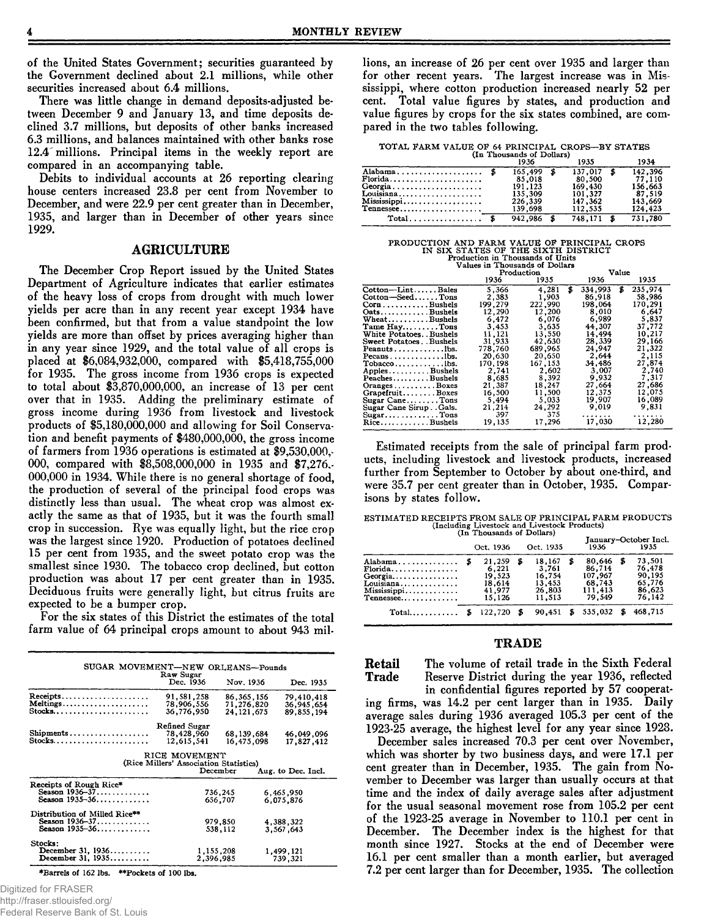of the United States Government; securities guaranteed by the Government declined about 2.1 millions, while other securities increased about 6.4 millions.

There was little change in demand deposits-adjusted between December 9 and January 13, and time deposits declined 3.7 millions, but deposits of other banks increased 6.3 millions, and balances maintained with other banks rose 12.4 millions. Principal items in the weekly report are compared in an accompanying table.

Debits to individual accounts at 26 reporting clearing house centers increased 23.8 per cent from November to December, and were 22.9 per cent greater than in December, 1935, and larger than in December of other years since 1929.

## AGRICULTURE

The December Crop Report issued by the United States Department of Agriculture indicates that earlier estimates of the heavy loss of crops from drought with much lower yields per acre than in any recent year except 1934 have been confirmed, but that from a value standpoint the low yields are more than offset by prices averaging higher than in any year since 1929, and the total value of all crops is placed at $6,084,932,000, compared with $5,418,755,000 for 1935. The gross income from 1936 crops is expected to total about $3,870,000,000, an increase of 13 per cent over that in 1935. Adding the preliminary estimate of gross income during 1936 from livestock and livestock products of $5,180,000,000 and allowing for Soil Conservation and benefit payments of $480,000,000, the gross income of farmers from 1936 operations is estimated at $9,530,000,000, compared with $8,508,000,000 in 1935 and $7,276,000,000 in 1934. While there is no general shortage of food, the production of several of the principal food crops was distinctly less than usual. The wheat crop was almost exactly the same as that of 1935, but it was the fourth small crop in succession. Rye was equally light, but the rice crop was the largest since 1920. Production of potatoes declined 15 per cent from 1935, and the sweet potato crop was the smallest since 1930. The tobacco crop declined, but cotton production was about 17 per cent greater than in 1935. Deciduous fruits were generally light, but citrus fruits are expected to be a bumper crop.

For the six states of this District the estimates of the total farm value of 64 principal crops amount to about 943 millions, an increase of 26 per cent over 1935 and larger than for other recent years. The largest increase was in Mississippi, where cotton production increased nearly 52 per cent. Total value figures by states, and production and value figures by crops for the six states combined, are compared in the two tables following.

TOTAL FARM VALUE OF 64 PRINCIPAL CROPS—BY STATES
(In Thousands of Dollars)

| | 1936 | 1935 | 1934 |
|---|---|---|---|
| Alabama | $ 165,499 | $ 137,017 | $ 142,396 |
| Florida | 85,018 | 80,500 | 77,110 |
| Georgia | 191,123 | 169,430 | 156,663 |
| Louisiana | 135,309 | 101,327 | 87,519 |
| Mississippi | 226,339 | 147,362 | 143,669 |
| Tennessee | 139,698 | 112,535 | 124,423 |
| Total | $ 942,986 | $ 748,171 | $ 731,780 |

PRODUCTION AND FARM VALUE OF PRINCIPAL CROPS IN SIX STATES OF THE SIXTH DISTRICT
Production in Thousands of Units
Values in Thousands of Dollars

| | Production | | Value | |
|---|---|---|---|---|
| | 1936 | 1935 | 1936 | 1935 |
| Cotton—Lint......Bales | 5,366 | 4,281 | $ 334,993 | $ 235,974 |
| Cotton—Seed......Tons | 2,383 | 1,903 | 86,918 | 58,986 |
| Corn..........Bushels | 199,279 | 222,990 | 198,064 | 170,291 |
| Oats..........Bushels | 12,290 | 12,200 | 8,010 | 6,647 |
| Wheat.........Bushels | 6,472 | 6,076 | 6,989 | 5,837 |
| Tame Hay.........Tons | 3,453 | 3,635 | 44,307 | 37,772 |
| White Potatoes..Bushels | 11,121 | 13,550 | 14,494 | 10,217 |
| Sweet Potatoes..Bushels | 31,933 | 42,630 | 28,339 | 29,166 |
| Peanuts...........lbs. | 778,760 | 689,965 | 24,947 | 21,322 |
| Pecans............lbs. | 20,630 | 20,650 | 2,644 | 2,115 |
| Tobacco...........lbs. | 170,198 | 167,153 | 34,486 | 27,874 |
| Apples..........Bushels | 2,741 | 2,602 | 3,007 | 2,740 |
| Peaches.........Bushels | 8,685 | 8,392 | 9,932 | 7,317 |
| Oranges..........Boxes | 21,387 | 18,247 | 27,664 | 27,686 |
| Grapefruit.......Boxes | 16,500 | 11,500 | 12,375 | 12,075 |
| Sugar Cane........Tons | 5,494 | 5,033 | 19,907 | 16,089 |
| Sugar Cane Sirup..Gals. | 21,214 | 24,292 | 9,019 | 9,831 |
| Sugar.............Tons | 397 | 375 | ........ | ........ |
| Rice...........Bushels | 19,135 | 17,296 | 17,030 | 12,280 |

Estimated receipts from the sale of principal farm products, including livestock and livestock products, increased further from September to October by about one-third, and were 35.7 per cent greater than in October, 1935. Comparisons by states follow.

ESTIMATED RECEIPTS FROM SALE OF PRINCIPAL FARM PRODUCTS
(Including Livestock and Livestock Products)
(In Thousands of Dollars)

| | Oct. 1936 | Oct. 1935 | January–October Incl. 1936 | January–October Incl. 1935 |
|---|---|---|---|---|
| Alabama | $ 21,259 | $ 18,167 | $ 80,646 | $ 73,501 |
| Florida | 6,221 | 3,761 | 86,714 | 76,478 |
| Georgia | 19,523 | 16,754 | 107,967 | 90,195 |
| Louisiana | 18,614 | 13,453 | 68,743 | 65,776 |
| Mississippi | 41,977 | 26,803 | 111,413 | 86,623 |
| Tennessee | 15,126 | 11,513 | 79,549 | 76,142 |
| Total | $ 122,720 | $ 90,451 | $ 535,032 | $ 468,715 |

SUGAR MOVEMENT—NEW ORLEANS—Pounds

| | Dec. 1936 | Nov. 1936 | Dec. 1935 |
|---|---|---|---|
| **Raw Sugar** | | | |
| Receipts | 91,581,258 | 86,365,156 | 79,410,418 |
| Meltings | 78,906,556 | 71,276,820 | 36,945,654 |
| Stocks | 36,776,950 | 24,121,675 | 89,855,194 |
| **Refined Sugar** | | | |
| Shipments | 78,428,960 | 68,139,684 | 46,049,096 |
| Stocks | 12,615,541 | 16,475,098 | 17,827,412 |

RICE MOVEMENT
(Rice Millers' Association Statistics)

| | December | Aug. to Dec. Incl. |
|---|---|---|
| **Receipts of Rough Rice*** | | |
| Season 1936–37 | 736,245 | 6,465,950 |
| Season 1935–36 | 656,707 | 6,075,876 |
| **Distribution of Milled Rice**** | | |
| Season 1936–37 | 979,850 | 4,388,322 |
| Season 1935–36 | 538,112 | 3,567,643 |
| **Stocks:** | | |
| December 31, 1936 | 1,155,208 | 1,499,121 |
| December 31, 1935 | 2,396,985 | 739,321 |

*Barrels of 162 lbs. **Pockets of 100 lbs.

## TRADE

**Retail Trade** The volume of retail trade in the Sixth Federal Reserve District during the year 1936, reflected in confidential figures reported by 57 cooperating firms, was 14.2 per cent larger than in 1935. Daily average sales during 1936 averaged 105.3 per cent of the 1923-25 average, the highest level for any year since 1928.

December sales increased 70.3 per cent over November, which was shorter by two business days, and were 17.1 per cent greater than in December, 1935. The gain from November to December was larger than usually occurs at that time and the index of daily average sales after adjustment for the usual seasonal movement rose from 105.2 per cent of the 1923-25 average in November to 110.1 per cent in December. The December index is the highest for that month since 1927. Stocks at the end of December were 16.1 per cent smaller than a month earlier, but averaged 7.2 per cent larger than for December, 1935. The collection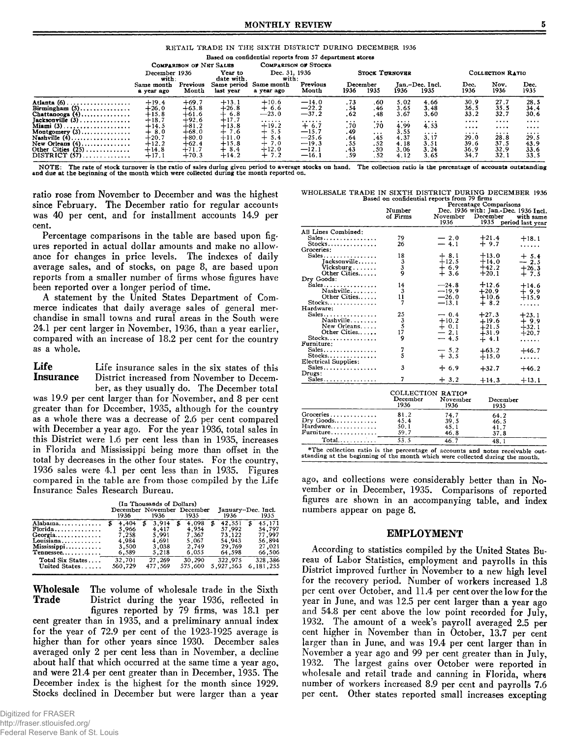RETAIL TRADE IN THE SIXTH DISTRICT DURING DECEMBER 1936

Based on confidential reports from 57 department stores

| | Comparison of Net Sales | | | Comparison of Stocks | | Stock Turnover | | | | Collection Ratio | | |
|---|---|---|---|---|---|---|---|---|---|---|---|---|
| | December 1936 with: | | Year to date with. | Dec. 31, 1936 with: | | December | | Jan.-Dec. Incl. | | | | |
| | Same month a year ago | Previous Month | Same period last year | Same month a year ago | Previous Month | 1936 | 1935 | 1936 | 1935 | Dec. 1936 | Nov. 1936 | Dec. 1935 |
| Atlanta (6) | +19.4 | +69.7 | +13.1 | +10.6 | —14.0 | .73 | .60 | 5.02 | 4.66 | 30.9 | 27.7 | 28.5 |
| Birmingham (5) | +26.0 | +63.8 | +26.8 | + 6.6 | —22.2 | .54 | .46 | 3.65 | 3.48 | 36.5 | 35.5 | 34.4 |
| Chattanooga (4) | +15.8 | +61.6 | + 6.8 | —23.0 | —37.2 | .62 | .48 | 3.67 | 3.60 | 33.2 | 32.7 | 30.6 |
| Jacksonville (3) | +18.7 | +92.6 | +17.7 | ...... | ...... | ... | ... | .... | .... | .... | .... | .... |
| Miami (3) | +14.5 | +81.2 | +13.8 | +19.2 | + 6.7 | .70 | .70 | 4.99 | 4.53 | .... | .... | .... |
| Montgomery (3) | + 8.0 | +68.0 | + 7.6 | + 5.5 | —15.7 | .49 | ... | 3.55 | .... | .... | .... | .... |
| Nashville (4) | +20.7 | +80.0 | +11.0 | + 5.4 | —25.6 | .64 | .45 | 4.37 | 3.17 | 29.0 | 28.8 | 29.5 |
| New Orleans (4) | +12.2 | +62.4 | +15.8 | + 7.0 | —19.3 | .55 | .52 | 4.18 | 3.51 | 39.6 | 37.5 | 43.9 |
| Other Cities (25) | +14.8 | +71.7 | + 8.4 | +12.0 | —12.1 | .43 | .50 | 3.06 | 3.24 | 36.9 | 32.9 | 33.6 |
| DISTRICT (57) | +17.1 | +70.3 | +14.2 | + 7.2 | —16.1 | .59 | .52 | 4.12 | 3.65 | 34.7 | 32.1 | 33.5 |

NOTE: The rate of stock turnover is the ratio of sales during given period to average stocks on hand. The collection ratio is the percentage of accounts outstanding and due at the beginning of the month which were collected during the month reported on.

ratio rose from November to December and was the highest since February. The December ratio for regular accounts was 40 per cent, and for installment accounts 14.9 per cent.

Percentage comparisons in the table are based upon figures reported in actual dollar amounts and make no allowance for changes in price levels. The indexes of daily average sales, and of stocks, on page 8, are based upon reports from a smaller number of firms whose figures have been reported over a longer period of time.

A statement by the United States Department of Commerce indicates that daily average sales of general merchandise in small towns and rural areas in the South were 24.1 per cent larger in November, 1936, than a year earlier, compared with an increase of 18.2 per cent for the country as a whole.

**Life Insurance** Life insurance sales in the six states of this District increased from November to December, as they usually do. The December total was 19.9 per cent larger than for November, and 8 per cent greater than for December, 1935, although for the country as a whole there was a decrease of 2.6 per cent compared with December a year ago. For the year 1936, total sales in this District were 1.6 per cent less than in 1935, increases in Florida and Mississippi being more than offset in the total by decreases in the other four states. For the country, 1936 sales were 4.1 per cent less than in 1935. Figures compared in the table are from those compiled by the Life Insurance Sales Research Bureau.

(In Thousands of Dollars)

| | December 1936 | November 1936 | December 1935 | January-Dec. Incl. 1936 | 1935 |
|---|---|---|---|---|---|
| Alabama | $ 4,404 | $ 3,914 | $ 4,098 | $ 42,551 | $ 45,171 |
| Florida | 5,966 | 4,417 | 4,954 | 57,992 | 54,797 |
| Georgia | 7,258 | 5,991 | 7,367 | 73,122 | 77,997 |
| Louisiana | 4,984 | 4,691 | 5,067 | 54,943 | 56,894 |
| Mississippi | 3,500 | 3,038 | 2,749 | 29,769 | 27,021 |
| Tennessee | 6,589 | 5,218 | 6,055 | 64,598 | 66,506 |
| Total Six States | 32,701 | 27,269 | 30,290 | 322,975 | 328,386 |
| United States | 560,729 | 477,569 | 575,600 | 5,927,563 | 6,181,255 |

**Wholesale Trade** The volume of wholesale trade in the Sixth District during the year 1936, reflected in figures reported by 79 firms, was 18.1 per cent greater than in 1935, and a preliminary annual index for the year of 72.9 per cent of the 1923-1925 average is higher than for other years since 1930. December sales averaged only 2 per cent less than in November, a decline about half that which occurred at the same time a year ago, and were 21.4 per cent greater than in December, 1935. The December index is the highest for the month since 1929. Stocks declined in December but were larger than a year ago, and collections were considerably better than in November or in December, 1935. Comparisons of reported figures are shown in an accompanying table, and index numbers appear on page 8.

WHOLESALE TRADE IN SIXTH DISTRICT DURING DECEMBER 1936

Based on confidential reports from 79 firms

| | Number of Firms | Percentage Comparisons Dec. 1936 with: November 1936 | December 1935 | Jan.-Dec. 1936 Incl. with same period last year |
|---|---|---|---|---|
| All Lines Combined: | | | | |
| Sales | 79 | — 2.0 | +21.4 | +18.1 |
| Stocks | 26 | — 4.1 | + 9.7 | ...... |
| Groceries: | | | | |
| Sales | 18 | + 8.1 | +13.0 | + 5.4 |
| Jacksonville | 3 | +12.5 | +14.0 | — 2.5 |
| Vicksburg | 3 | + 6.9 | +42.2 | +26.3 |
| Other Cities | 9 | + 3.6 | +20.1 | + 7.5 |
| Dry Goods: | | | | |
| Sales | 14 | —24.8 | +12.6 | +14.6 |
| Nashville | 3 | —19.9 | +20.9 | + 9.9 |
| Other Cities | 11 | —26.0 | +10.6 | +15.9 |
| Stocks | 7 | —13.1 | + 8.2 | ...... |
| Hardware: | | | | |
| Sales | 25 | — 0.4 | +27.3 | +23.1 |
| Nashville | 3 | +10.2 | +19.6 | + 9.9 |
| New Orleans | 5 | + 0.1 | +21.5 | +32.1 |
| Other Cities | 17 | — 2.1 | +31.9 | +20.7 |
| Stocks | 9 | — 4.5 | + 4.1 | ...... |
| Furniture: | | | | |
| Sales | 7 | — 5.2 | +63.2 | +46.7 |
| Stocks | 5 | + 3.5 | +15.0 | ...... |
| Electrical Supplies: | | | | |
| Sales | 3 | + 6.9 | +32.7 | +46.2 |
| Drugs: | | | | |
| Sales | 7 | + 3.2 | +14.3 | +13.1 |

COLLECTION RATIO*

| | December 1936 | November 1936 | December 1935 |
|---|---|---|---|
| Groceries | 81.2 | 74.7 | 64.2 |
| Dry Goods | 45.4 | 39.5 | 46.5 |
| Hardware | 50.1 | 45.1 | 41.7 |
| Furniture | 59.7 | 46.8 | 37.8 |
| Total | 53.5 | 46.7 | 48.1 |

*The collection ratio is the percentage of accounts and notes receivable outstanding at the beginning of the month which were collected during the month.

## EMPLOYMENT

According to statistics compiled by the United States Bureau of Labor Statistics, employment and payrolls in this District improved further in November to a new high level for the recovery period. Number of workers increased 1.8 per cent over October, and 11.4 per cent over the low for the year in June, and was 12.5 per cent larger than a year ago and 54.8 per cent above the low point recorded for July, 1932. The amount of a week's payroll averaged 2.5 per cent higher in November than in October, 13.7 per cent larger than in June, and was 19.4 per cent larger than in November a year ago and 99 per cent greater than in July, 1932. The largest gains over October were reported in wholesale and retail trade and canning in Florida, where number of workers increased 8.9 per cent and payrolls 7.6 per cent. Other states reported small increases excepting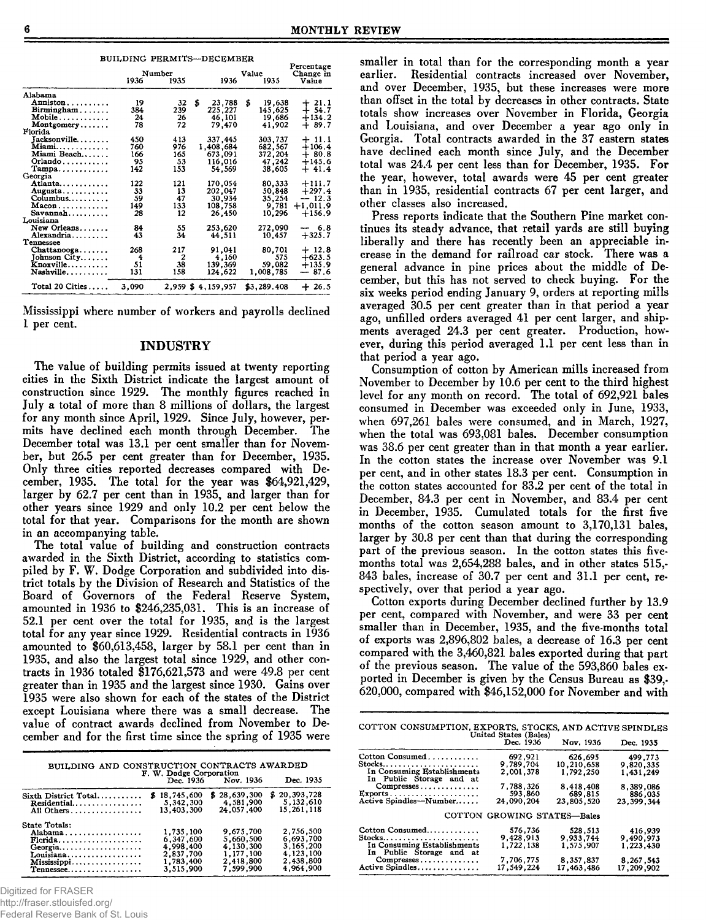BUILDING PERMITS—DECEMBER

| | Number 1936 | Number 1935 | Value 1936 | Value 1935 | Percentage Change in Value |
|---|---|---|---|---|---|
| Alabama | | | | | |
| Anniston | 19 | 32 | $ 23,788 | $ 19,638 | + 21.1 |
| Birmingham | 384 | 239 | 225,227 | 145,625 | + 54.7 |
| Mobile | 24 | 26 | 46,101 | 19,686 | +134.2 |
| Montgomery | 78 | 72 | 79,470 | 41,902 | + 89.7 |
| Florida | | | | | |
| Jacksonville | 450 | 413 | 337,445 | 303,737 | + 11.1 |
| Miami | 760 | 976 | 1,408,684 | 682,567 | +106.4 |
| Miami Beach | 166 | 165 | 673,091 | 372,204 | + 80.8 |
| Orlando | 95 | 53 | 116,016 | 47,242 | +145.6 |
| Tampa | 142 | 153 | 54,569 | 38,605 | + 41.4 |
| Georgia | | | | | |
| Atlanta | 122 | 121 | 170,054 | 80,333 | +111.7 |
| Augusta | 33 | 13 | 202,047 | 50,848 | +297.4 |
| Columbus | 59 | 47 | 30,934 | 35,254 | — 12.3 |
| Macon | 149 | 133 | 108,758 | 9,781 | +1,011.9 |
| Savannah | 28 | 12 | 26,450 | 10,296 | +156.9 |
| Louisiana | | | | | |
| New Orleans | 84 | 55 | 253,620 | 272,090 | — 6.8 |
| Alexandria | 43 | 34 | 44,511 | 10,457 | +325.7 |
| Tennessee | | | | | |
| Chattanooga | 268 | 217 | 91,041 | 80,701 | + 12.8 |
| Johnson City | 4 | 2 | 4,160 | 575 | +623.5 |
| Knoxville | 51 | 38 | 139,369 | 59,082 | +135.9 |
| Nashville | 131 | 158 | 124,622 | 1,008,785 | — 87.6 |
| Total 20 Cities | 3,090 | 2,959 | $ 4,159,957 | $3,289,408 | + 26.5 |

Mississippi where number of workers and payrolls declined 1 per cent.

## INDUSTRY

The value of building permits issued at twenty reporting cities in the Sixth District indicate the largest amount of construction since 1929. The monthly figures reached in July a total of more than 8 millions of dollars, the largest for any month since April, 1929. Since July, however, permits have declined each month through December. The December total was 13.1 per cent smaller than for November, but 26.5 per cent greater than for December, 1935. Only three cities reported decreases compared with December, 1935. The total for the year was $64,921,429, larger by 62.7 per cent than in 1935, and larger than for other years since 1929 and only 10.2 per cent below the total for that year. Comparisons for the month are shown in an accompanying table.

The total value of building and construction contracts awarded in the Sixth District, according to statistics compiled by F. W. Dodge Corporation and subdivided into district totals by the Division of Research and Statistics of the Board of Governors of the Federal Reserve System, amounted in 1936 to $246,235,031. This is an increase of 52.1 per cent over the total for 1935, and is the largest total for any year since 1929. Residential contracts in 1936 amounted to $60,613,458, larger by 58.1 per cent than in 1935, and also the largest total since 1929, and other contracts in 1936 totaled $176,621,573 and were 49.8 per cent greater than in 1935 and the largest since 1930. Gains over 1935 were also shown for each of the states of the District except Louisiana where there was a small decrease. The value of contract awards declined from November to December and for the first time since the spring of 1935 were smaller in total than for the corresponding month a year earlier. Residential contracts increased over November, and over December, 1935, but these increases were more than offset in the total by decreases in other contracts. State totals show increases over November in Florida, Georgia and Louisiana, and over December a year ago only in Georgia. Total contracts awarded in the 37 eastern states have declined each month since July, and the December total was 24.4 per cent less than for December, 1935. For the year, however, total awards were 45 per cent greater than in 1935, residential contracts 67 per cent larger, and other classes also increased.

BUILDING AND CONSTRUCTION CONTRACTS AWARDED
F. W. Dodge Corporation

| | Dec. 1936 | Nov. 1936 | Dec. 1935 |
|---|---|---|---|
| Sixth District Total | $ 18,745,600 | $ 28,639,300 | $ 20,393,728 |
| Residential | 5,342,300 | 4,581,900 | 5,132,610 |
| All Others | 13,403,300 | 24,057,400 | 15,261,118 |
| State Totals: | | | |
| Alabama | 1,735,100 | 9,675,700 | 2,756,500 |
| Florida | 6,347,600 | 5,660,500 | 6,693,700 |
| Georgia | 4,998,400 | 4,130,300 | 3,165,200 |
| Louisiana | 2,837,700 | 1,177,100 | 4,123,100 |
| Mississippi | 1,783,400 | 2,418,800 | 2,438,800 |
| Tennessee | 3,515,900 | 7,599,900 | 4,964,900 |

Press reports indicate that the Southern Pine market continues its steady advance, that retail yards are still buying liberally and there has recently been an appreciable increase in the demand for railroad car stock. There was a general advance in pine prices about the middle of December, but this has not served to check buying. For the six weeks period ending January 9, orders at reporting mills averaged 30.5 per cent greater than in that period a year ago, unfilled orders averaged 41 per cent larger, and shipments averaged 24.3 per cent greater. Production, however, during this period averaged 1.1 per cent less than in that period a year ago.

Consumption of cotton by American mills increased from November to December by 10.6 per cent to the third highest level for any month on record. The total of 692,921 bales consumed in December was exceeded only in June, 1933, when 697,261 bales were consumed, and in March, 1927, when the total was 693,081 bales. December consumption was 38.6 per cent greater than in that month a year earlier. In the cotton states the increase over November was 9.1 per cent, and in other states 18.3 per cent. Consumption in the cotton states accounted for 83.2 per cent of the total in December, 84.3 per cent in November, and 83.4 per cent in December, 1935. Cumulated totals for the first five months of the cotton season amount to 3,170,131 bales, larger by 30.8 per cent than that during the corresponding part of the previous season. In the cotton states this five-months total was 2,654,288 bales, and in other states 515,843 bales, increase of 30.7 per cent and 31.1 per cent, respectively, over that period a year ago.

Cotton exports during December declined further by 13.9 per cent, compared with November, and were 33 per cent smaller than in December, 1935, and the five-months total of exports was 2,896,802 bales, a decrease of 16.3 per cent compared with the 3,460,821 bales exported during that part of the previous season. The value of the 593,860 bales exported in December is given by the Census Bureau as $39,620,000, compared with $46,152,000 for November and with

COTTON CONSUMPTION, EXPORTS, STOCKS, AND ACTIVE SPINDLES
United States (Bales)

| | Dec. 1936 | Nov. 1936 | Dec. 1935 |
|---|---|---|---|
| Cotton Consumed | 692,921 | 626,695 | 499,773 |
| Stocks | 9,789,704 | 10,210,658 | 9,820,335 |
| In Consuming Establishments | 2,001,378 | 1,792,250 | 1,431,249 |
| In Public Storage and at Compresses | 7,788,326 | 8,418,408 | 8,389,086 |
| Exports | 593,860 | 689,815 | 886,035 |
| Active Spindles—Number | 24,090,204 | 23,805,520 | 23,399,344 |
| **COTTON GROWING STATES—Bales** | | | |
| Cotton Consumed | 576,736 | 528,513 | 416,939 |
| Stocks | 9,428,913 | 9,933,744 | 9,490,973 |
| In Consuming Establishments | 1,722,138 | 1,575,907 | 1,223,430 |
| In Public Storage and at Compresses | 7,706,775 | 8,357,837 | 8,267,543 |
| Active Spindles | 17,549,224 | 17,463,486 | 17,209,902 |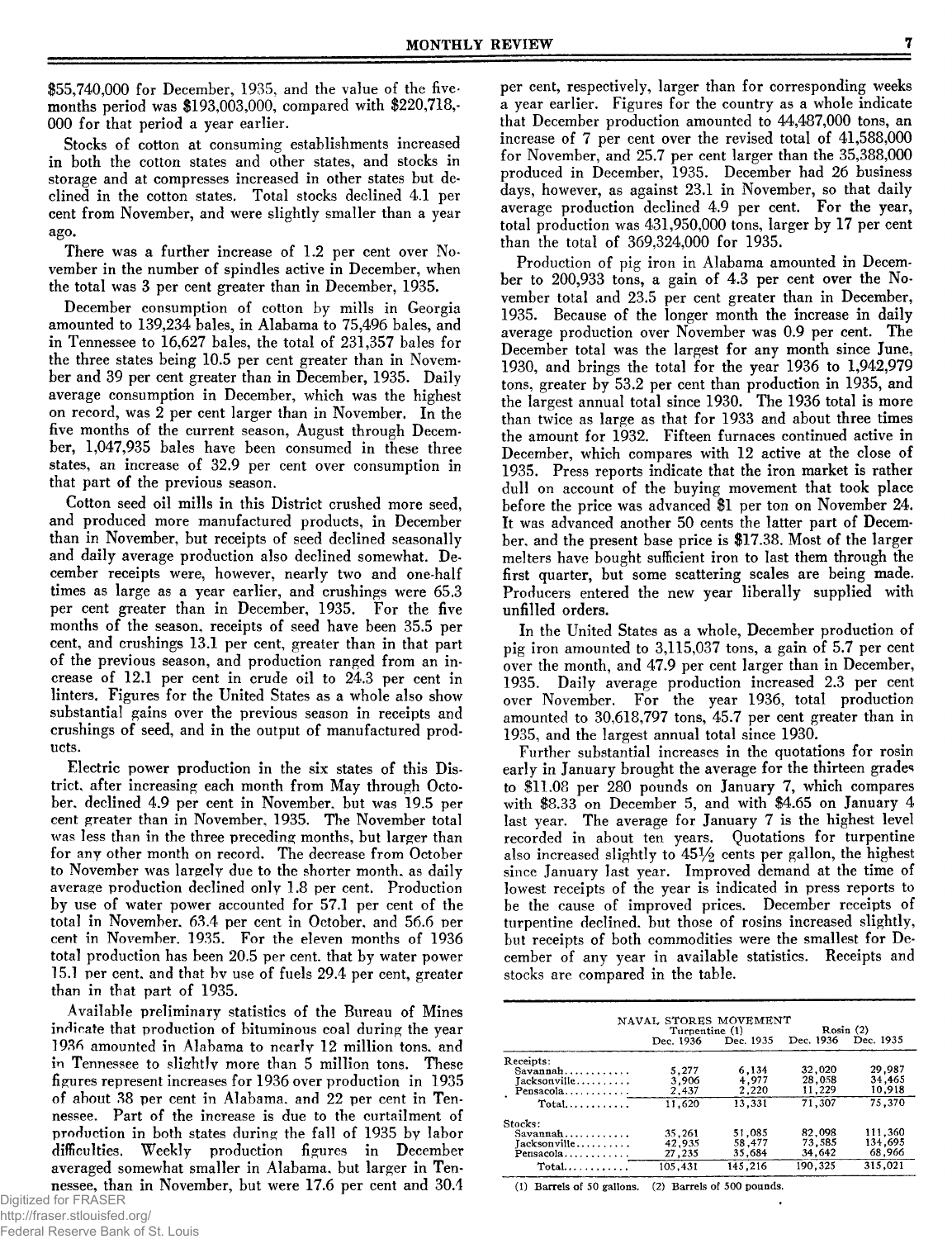$55,740,000 for December, 1935, and the value of the five-months period was $193,003,000, compared with $220,718,000 for that period a year earlier.

Stocks of cotton at consuming establishments increased in both the cotton states and other states, and stocks in storage and at compresses increased in other states but declined in the cotton states. Total stocks declined 4.1 per cent from November, and were slightly smaller than a year ago.

There was a further increase of 1.2 per cent over November in the number of spindles active in December, when the total was 3 per cent greater than in December, 1935.

December consumption of cotton by mills in Georgia amounted to 139,234 bales, in Alabama to 75,496 bales, and in Tennessee to 16,627 bales, the total of 231,357 bales for the three states being 10.5 per cent greater than in November and 39 per cent greater than in December, 1935. Daily average consumption in December, which was the highest on record, was 2 per cent larger than in November. In the five months of the current season, August through December, 1,047,935 bales have been consumed in these three states, an increase of 32.9 per cent over consumption in that part of the previous season.

Cotton seed oil mills in this District crushed more seed, and produced more manufactured products, in December than in November, but receipts of seed declined seasonally and daily average production also declined somewhat. December receipts were, however, nearly two and one-half times as large as a year earlier, and crushings were 65.3 per cent greater than in December, 1935. For the five months of the season, receipts of seed have been 35.5 per cent, and crushings 13.1 per cent, greater than in that part of the previous season, and production ranged from an increase of 12.1 per cent in crude oil to 24.3 per cent in linters. Figures for the United States as a whole also show substantial gains over the previous season in receipts and crushings of seed, and in the output of manufactured products.

Electric power production in the six states of this District, after increasing each month from May through October, declined 4.9 per cent in November, but was 19.5 per cent greater than in November, 1935. The November total was less than in the three preceding months, but larger than for any other month on record. The decrease from October to November was largely due to the shorter month, as daily average production declined only 1.8 per cent. Production by use of water power accounted for 57.1 per cent of the total in November, 63.4 per cent in October, and 56.6 per cent in November, 1935. For the eleven months of 1936 total production has been 20.5 per cent, that by water power 15.1 per cent, and that by use of fuels 29.4 per cent, greater than in that part of 1935.

Available preliminary statistics of the Bureau of Mines indicate that production of bituminous coal during the year 1936 amounted in Alabama to nearly 12 million tons, and in Tennessee to slightly more than 5 million tons. These figures represent increases for 1936 over production in 1935 of about 38 per cent in Alabama, and 22 per cent in Tennessee. Part of the increase is due to the curtailment of production in both states during the fall of 1935 by labor difficulties. Weekly production figures in December averaged somewhat smaller in Alabama, but larger in Tennessee, than in November, but were 17.6 per cent and 30.4 per cent, respectively, larger than for corresponding weeks a year earlier. Figures for the country as a whole indicate that December production amounted to 44,487,000 tons, an increase of 7 per cent over the revised total of 41,588,000 for November, and 25.7 per cent larger than the 35,388,000 produced in December, 1935. December had 26 business days, however, as against 23.1 in November, so that daily average production declined 4.9 per cent. For the year, total production was 431,950,000 tons, larger by 17 per cent than the total of 369,324,000 for 1935.

Production of pig iron in Alabama amounted in December to 200,933 tons, a gain of 4.3 per cent over the November total and 23.5 per cent greater than in December, 1935. Because of the longer month the increase in daily average production over November was 0.9 per cent. The December total was the largest for any month since June, 1930, and brings the total for the year 1936 to 1,942,979 tons, greater by 53.2 per cent than production in 1935, and the largest annual total since 1930. The 1936 total is more than twice as large as that for 1933 and about three times the amount for 1932. Fifteen furnaces continued active in December, which compares with 12 active at the close of 1935. Press reports indicate that the iron market is rather dull on account of the buying movement that took place before the price was advanced $1 per ton on November 24. It was advanced another 50 cents the latter part of December, and the present base price is $17.38. Most of the larger melters have bought sufficient iron to last them through the first quarter, but some scattering scales are being made. Producers entered the new year liberally supplied with unfilled orders.

In the United States as a whole, December production of pig iron amounted to 3,115,037 tons, a gain of 5.7 per cent over the month, and 47.9 per cent larger than in December, 1935. Daily average production increased 2.3 per cent over November. For the year 1936, total production amounted to 30,618,797 tons, 45.7 per cent greater than in 1935, and the largest annual total since 1930.

Further substantial increases in the quotations for rosin early in January brought the average for the thirteen grades to $11.08 per 280 pounds on January 7, which compares with $8.33 on December 5, and with $4.65 on January 4 last year. The average for January 7 is the highest level recorded in about ten years. Quotations for turpentine also increased slightly to 45½ cents per gallon, the highest since January last year. Improved demand at the time of lowest receipts of the year is indicated in press reports to be the cause of improved prices. December receipts of turpentine declined, but those of rosins increased slightly, but receipts of both commodities were the smallest for December of any year in available statistics. Receipts and stocks are compared in the table.

NAVAL STORES MOVEMENT

| | Turpentine (1) | | Rosin (2) | |
|---|---|---|---|---|
| | Dec. 1936 | Dec. 1935 | Dec. 1936 | Dec. 1935 |
| Receipts: | | | | |
| Savannah | 5,277 | 6,134 | 32,020 | 29,987 |
| Jacksonville | 3,906 | 4,977 | 28,058 | 34,465 |
| Pensacola | 2,437 | 2,220 | 11,229 | 10,918 |
| Total | 11,620 | 13,331 | 71,307 | 75,370 |
| Stocks: | | | | |
| Savannah | 35,261 | 51,085 | 82,098 | 111,360 |
| Jacksonville | 42,935 | 58,477 | 73,585 | 134,695 |
| Pensacola | 27,235 | 35,684 | 34,642 | 68,966 |
| Total | 105,431 | 145,216 | 190,325 | 315,021 |

(1) Barrels of 50 gallons. (2) Barrels of 500 pounds.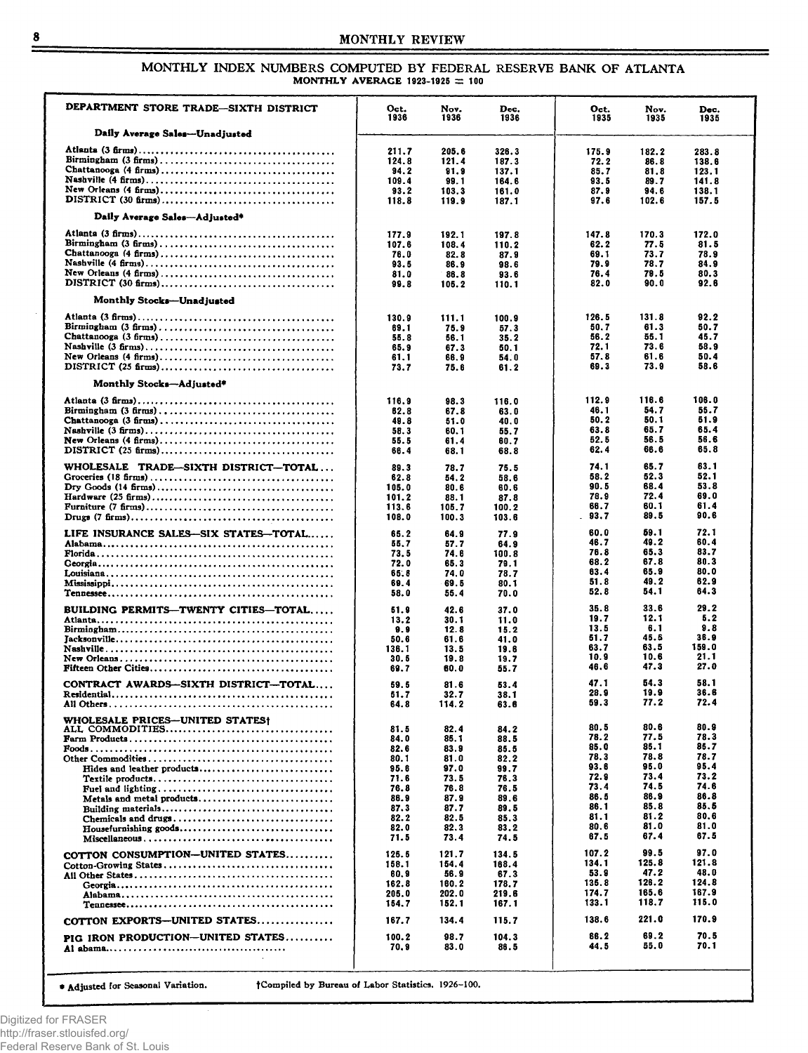## MONTHLY INDEX NUMBERS COMPUTED BY FEDERAL RESERVE BANK OF ATLANTA

**MONTHLY AVERAGE 1923-1925 = 100**

| DEPARTMENT STORE TRADE—SIXTH DISTRICT | Oct. 1936 | Nov. 1936 | Dec. 1936 | Oct. 1935 | Nov. 1935 | Dec. 1935 |
|---|---|---|---|---|---|---|
| **Daily Average Sales—Unadjusted** | | | | | | |
| Atlanta (3 firms) | 211.7 | 205.6 | 326.3 | 175.9 | 182.2 | 283.8 |
| Birmingham (3 firms) | 124.8 | 121.4 | 187.3 | 72.2 | 86.8 | 138.6 |
| Chattanooga (4 firms) | 94.2 | 91.9 | 137.1 | 85.7 | 81.8 | 123.1 |
| Nashville (4 firms) | 109.4 | 99.1 | 164.6 | 93.5 | 89.7 | 141.8 |
| New Orleans (4 firms) | 93.2 | 103.3 | 161.0 | 87.9 | 94.6 | 138.1 |
| DISTRICT (30 firms) | 118.8 | 119.9 | 187.1 | 97.6 | 102.6 | 157.5 |
| **Daily Average Sales—Adjusted*** | | | | | | |
| Atlanta (3 firms) | 177.9 | 192.1 | 197.8 | 147.8 | 170.3 | 172.0 |
| Birmingham (3 firms) | 107.6 | 108.4 | 110.2 | 62.2 | 77.5 | 81.5 |
| Chattanooga (4 firms) | 76.0 | 82.8 | 87.9 | 69.1 | 73.7 | 78.9 |
| Nashville (4 firms) | 93.5 | 86.9 | 98.6 | 79.9 | 78.7 | 84.9 |
| New Orleans (4 firms) | 81.0 | 88.8 | 93.6 | 76.4 | 79.5 | 80.3 |
| DISTRICT (30 firms) | 99.8 | 105.2 | 110.1 | 82.0 | 90.0 | 92.6 |
| **Monthly Stocks—Unadjusted** | | | | | | |
| Atlanta (3 firms) | 130.9 | 111.1 | 100.9 | 126.5 | 131.8 | 92.2 |
| Birmingham (3 firms) | 69.1 | 75.9 | 57.3 | 50.7 | 61.3 | 50.7 |
| Chattanooga (3 firms) | 55.8 | 56.1 | 35.2 | 56.2 | 55.1 | 45.7 |
| Nashville (3 firms) | 65.9 | 67.3 | 50.1 | 72.1 | 73.6 | 58.9 |
| New Orleans (4 firms) | 61.1 | 66.9 | 54.0 | 57.8 | 61.6 | 50.4 |
| DISTRICT (25 firms) | 73.7 | 75.6 | 61.2 | 69.3 | 73.9 | 58.6 |
| **Monthly Stocks—Adjusted*** | | | | | | |
| Atlanta (3 firms) | 116.9 | 98.3 | 116.0 | 112.9 | 116.6 | 106.0 |
| Birmingham (3 firms) | 62.8 | 67.8 | 63.0 | 46.1 | 54.7 | 55.7 |
| Chattanooga (3 firms) | 49.8 | 51.0 | 40.0 | 50.2 | 50.1 | 51.9 |
| Nashville (3 firms) | 58.3 | 60.1 | 55.7 | 63.8 | 65.7 | 65.4 |
| New Orleans (4 firms) | 55.5 | 61.4 | 60.7 | 52.5 | 56.5 | 56.6 |
| DISTRICT (25 firms) | 66.4 | 68.1 | 68.8 | 62.4 | 66.6 | 65.8 |
| WHOLESALE TRADE—SIXTH DISTRICT—TOTAL | 89.3 | 78.7 | 75.5 | 74.1 | 65.7 | 63.1 |
| Groceries (18 firms) | 62.8 | 54.2 | 58.6 | 58.2 | 52.3 | 52.1 |
| Dry Goods (14 firms) | 105.0 | 80.6 | 60.6 | 90.5 | 68.4 | 53.8 |
| Hardware (25 firms) | 101.2 | 88.1 | 87.8 | 78.9 | 72.4 | 69.0 |
| Furniture (7 firms) | 113.6 | 105.7 | 100.2 | 66.7 | 60.1 | 61.4 |
| Drugs (7 firms) | 108.0 | 100.3 | 103.6 | 93.7 | 89.5 | 90.6 |
| LIFE INSURANCE SALES—SIX STATES—TOTAL | 65.2 | 64.9 | 77.9 | 60.0 | 59.1 | 72.1 |
| Alabama | 55.7 | 57.7 | 64.9 | 46.7 | 49.2 | 60.4 |
| Florida | 73.5 | 74.6 | 100.8 | 76.8 | 65.3 | 83.7 |
| Georgia | 72.0 | 65.3 | 79.1 | 68.2 | 67.8 | 80.3 |
| Louisiana | 65.5 | 74.0 | 78.7 | 63.4 | 65.9 | 80.0 |
| Mississippi | 69.4 | 69.5 | 80.1 | 51.8 | 49.2 | 62.9 |
| Tennessee | 58.0 | 55.4 | 70.0 | 52.8 | 54.1 | 64.3 |
| BUILDING PERMITS—TWENTY CITIES—TOTAL | 51.9 | 42.6 | 37.0 | 35.8 | 33.6 | 29.2 |
| Atlanta | 13.2 | 30.1 | 11.0 | 19.7 | 12.1 | 5.2 |
| Birmingham | 9.9 | 12.8 | 15.2 | 13.5 | 6.1 | 9.8 |
| Jacksonville | 50.6 | 61.6 | 41.0 | 51.7 | 45.5 | 36.9 |
| Nashville | 136.1 | 13.5 | 19.6 | 63.7 | 63.5 | 159.0 |
| New Orleans | 30.5 | 19.8 | 19.7 | 10.9 | 10.6 | 21.1 |
| Fifteen Other Cities | 69.7 | 60.0 | 55.7 | 46.6 | 47.3 | 27.0 |
| CONTRACT AWARDS—SIXTH DISTRICT—TOTAL | 59.5 | 81.6 | 53.4 | 47.1 | 54.3 | 58.1 |
| Residential | 51.7 | 32.7 | 38.1 | 28.9 | 19.9 | 36.6 |
| All Others | 64.8 | 114.2 | 63.6 | 59.3 | 77.2 | 72.4 |
| **WHOLESALE PRICES—UNITED STATES†** | | | | | | |
| ALL COMMODITIES | 81.5 | 82.4 | 84.2 | 80.5 | 80.6 | 80.9 |
| Farm Products | 84.0 | 85.1 | 88.5 | 78.2 | 77.5 | 78.3 |
| Foods | 82.6 | 83.9 | 85.5 | 85.0 | 85.1 | 85.7 |
| Other Commodities | 80.1 | 81.0 | 82.2 | 78.3 | 78.8 | 78.7 |
| Hides and leather products | 95.6 | 97.0 | 99.7 | 93.6 | 95.0 | 95.4 |
| Textile products | 71.6 | 73.5 | 76.3 | 72.9 | 73.4 | 73.2 |
| Fuel and lighting | 76.8 | 76.8 | 76.5 | 73.4 | 74.5 | 74.6 |
| Metals and metal products | 86.9 | 87.9 | 89.6 | 86.5 | 86.9 | 86.8 |
| Building materials | 87.3 | 87.7 | 89.5 | 86.1 | 85.8 | 85.5 |
| Chemicals and drugs | 82.2 | 82.5 | 85.3 | 81.1 | 81.2 | 80.6 |
| Housefurnishing goods | 82.0 | 82.3 | 83.2 | 80.6 | 81.0 | 81.0 |
| Miscellaneous | 71.5 | 73.4 | 74.5 | 67.5 | 67.4 | 67.5 |
| COTTON CONSUMPTION—UNITED STATES | 125.5 | 121.7 | 134.5 | 107.2 | 99.5 | 97.0 |
| Cotton-Growing States | 158.1 | 154.4 | 168.4 | 134.1 | 125.8 | 121.8 |
| All Other States | 60.9 | 56.9 | 67.3 | 53.9 | 47.2 | 48.0 |
| Georgia | 162.8 | 160.2 | 176.7 | 135.8 | 128.2 | 124.8 |
| Alabama | 205.0 | 202.0 | 219.6 | 174.7 | 165.6 | 167.9 |
| Tennessee | 154.7 | 152.1 | 167.1 | 133.1 | 118.7 | 115.0 |
| COTTON EXPORTS—UNITED STATES | 167.7 | 134.4 | 115.7 | 138.6 | 221.0 | 170.9 |
| PIG IRON PRODUCTION—UNITED STATES | 100.2 | 98.7 | 104.3 | 66.2 | 69.2 | 70.5 |
| Alabama | 70.9 | 83.0 | 86.5 | 44.5 | 55.0 | 70.1 |

\* Adjusted for Seasonal Variation. †Compiled by Bureau of Labor Statistics. 1926=100.